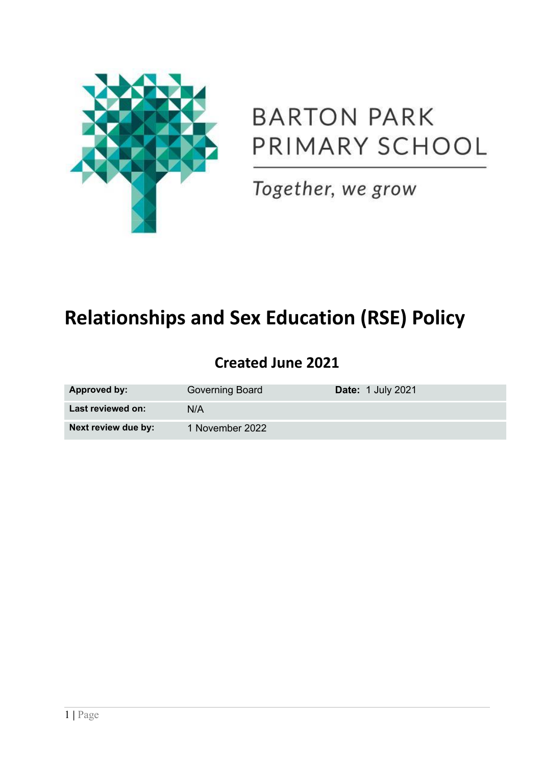BARTON PARK
PRIMARY SCHOOL

*Together, we grow*

# Relationships and Sex Education (RSE) Policy

## Created June 2021

| Approved by: | Governing Board | Date: 1 July 2021 |
|---|---|---|
| Last reviewed on: | N/A | |
| Next review due by: | 1 November 2022 | |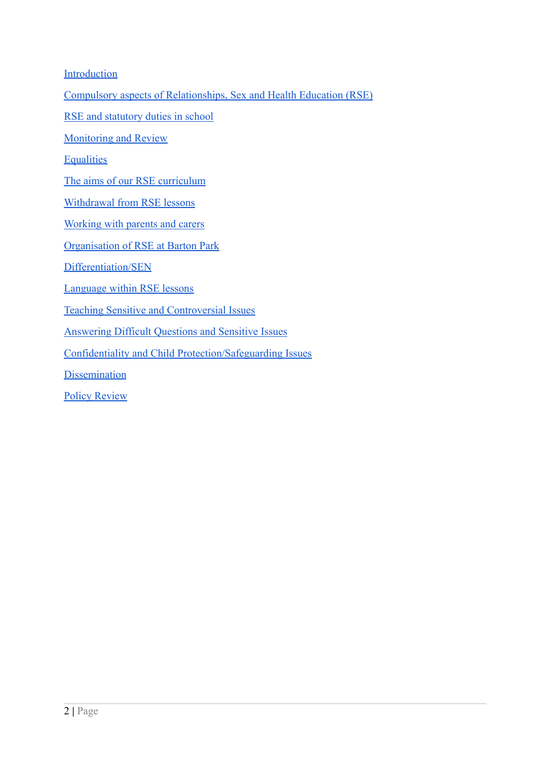Introduction

Compulsory aspects of Relationships, Sex and Health Education (RSE)

RSE and statutory duties in school

Monitoring and Review

Equalities

The aims of our RSE curriculum

Withdrawal from RSE lessons

Working with parents and carers

Organisation of RSE at Barton Park

Differentiation/SEN

Language within RSE lessons

Teaching Sensitive and Controversial Issues

Answering Difficult Questions and Sensitive Issues

Confidentiality and Child Protection/Safeguarding Issues

Dissemination

Policy Review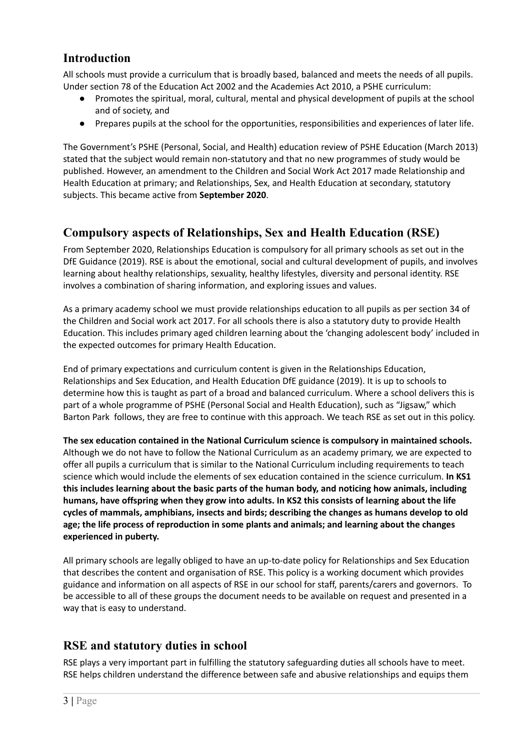## Introduction

All schools must provide a curriculum that is broadly based, balanced and meets the needs of all pupils. Under section 78 of the Education Act 2002 and the Academies Act 2010, a PSHE curriculum:

- Promotes the spiritual, moral, cultural, mental and physical development of pupils at the school and of society, and
- Prepares pupils at the school for the opportunities, responsibilities and experiences of later life.

The Government's PSHE (Personal, Social, and Health) education review of PSHE Education (March 2013) stated that the subject would remain non-statutory and that no new programmes of study would be published. However, an amendment to the Children and Social Work Act 2017 made Relationship and Health Education at primary; and Relationships, Sex, and Health Education at secondary, statutory subjects. This became active from **September 2020**.

## Compulsory aspects of Relationships, Sex and Health Education (RSE)

From September 2020, Relationships Education is compulsory for all primary schools as set out in the DfE Guidance (2019). RSE is about the emotional, social and cultural development of pupils, and involves learning about healthy relationships, sexuality, healthy lifestyles, diversity and personal identity. RSE involves a combination of sharing information, and exploring issues and values.

As a primary academy school we must provide relationships education to all pupils as per section 34 of the Children and Social work act 2017. For all schools there is also a statutory duty to provide Health Education. This includes primary aged children learning about the 'changing adolescent body' included in the expected outcomes for primary Health Education.

End of primary expectations and curriculum content is given in the Relationships Education, Relationships and Sex Education, and Health Education DfE guidance (2019). It is up to schools to determine how this is taught as part of a broad and balanced curriculum. Where a school delivers this is part of a whole programme of PSHE (Personal Social and Health Education), such as "Jigsaw," which Barton Park follows, they are free to continue with this approach. We teach RSE as set out in this policy.

**The sex education contained in the National Curriculum science is compulsory in maintained schools.** Although we do not have to follow the National Curriculum as an academy primary, we are expected to offer all pupils a curriculum that is similar to the National Curriculum including requirements to teach science which would include the elements of sex education contained in the science curriculum. **In KS1 this includes learning about the basic parts of the human body, and noticing how animals, including humans, have offspring when they grow into adults. In KS2 this consists of learning about the life cycles of mammals, amphibians, insects and birds; describing the changes as humans develop to old age; the life process of reproduction in some plants and animals; and learning about the changes experienced in puberty.**

All primary schools are legally obliged to have an up-to-date policy for Relationships and Sex Education that describes the content and organisation of RSE. This policy is a working document which provides guidance and information on all aspects of RSE in our school for staff, parents/carers and governors. To be accessible to all of these groups the document needs to be available on request and presented in a way that is easy to understand.

## RSE and statutory duties in school

RSE plays a very important part in fulfilling the statutory safeguarding duties all schools have to meet. RSE helps children understand the difference between safe and abusive relationships and equips them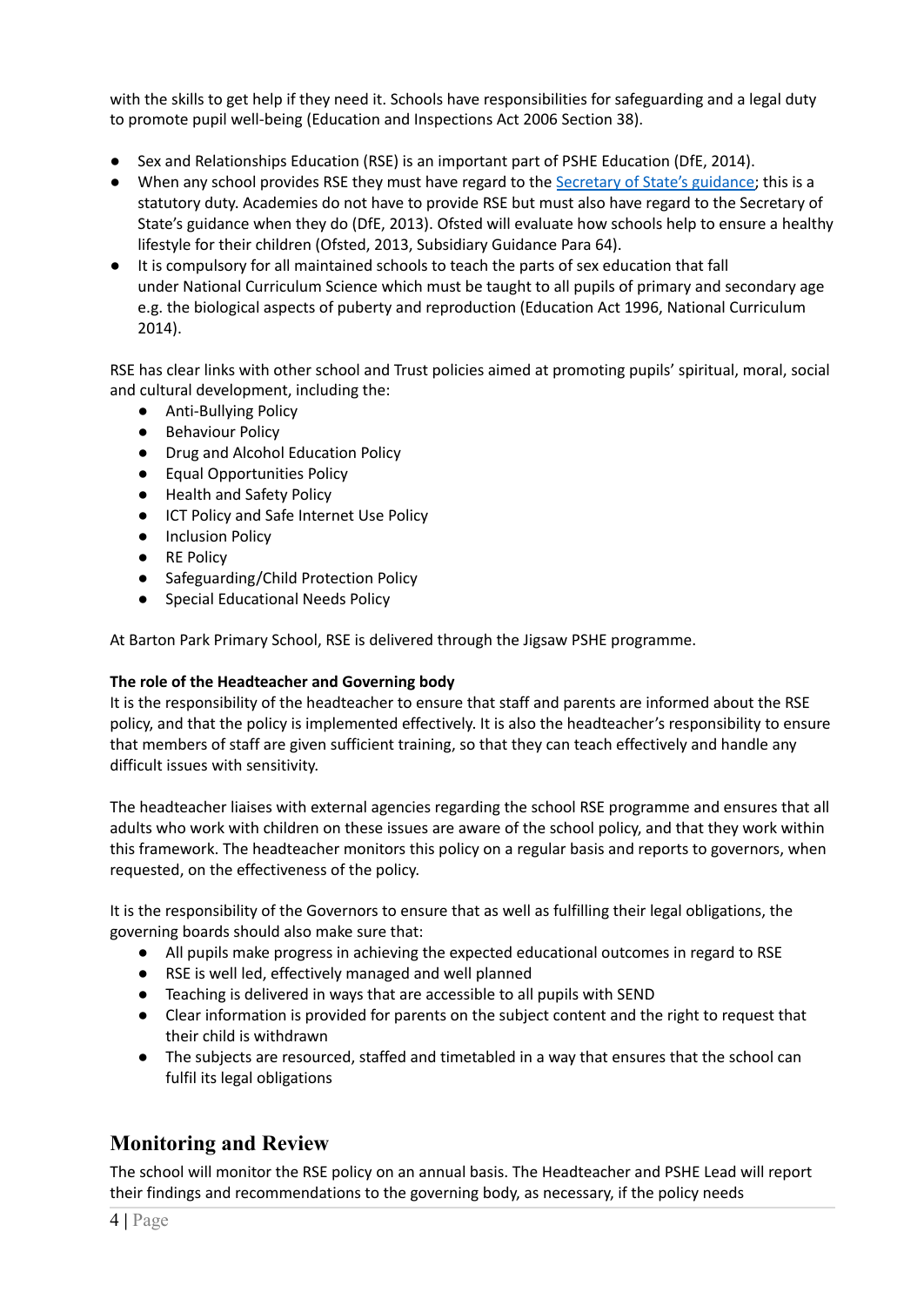with the skills to get help if they need it. Schools have responsibilities for safeguarding and a legal duty to promote pupil well-being (Education and Inspections Act 2006 Section 38).

- Sex and Relationships Education (RSE) is an important part of PSHE Education (DfE, 2014).
- When any school provides RSE they must have regard to the Secretary of State's guidance; this is a statutory duty. Academies do not have to provide RSE but must also have regard to the Secretary of State's guidance when they do (DfE, 2013). Ofsted will evaluate how schools help to ensure a healthy lifestyle for their children (Ofsted, 2013, Subsidiary Guidance Para 64).
- It is compulsory for all maintained schools to teach the parts of sex education that fall under National Curriculum Science which must be taught to all pupils of primary and secondary age e.g. the biological aspects of puberty and reproduction (Education Act 1996, National Curriculum 2014).

RSE has clear links with other school and Trust policies aimed at promoting pupils' spiritual, moral, social and cultural development, including the:

- Anti-Bullying Policy
- Behaviour Policy
- Drug and Alcohol Education Policy
- Equal Opportunities Policy
- Health and Safety Policy
- ICT Policy and Safe Internet Use Policy
- Inclusion Policy
- RE Policy
- Safeguarding/Child Protection Policy
- Special Educational Needs Policy

At Barton Park Primary School, RSE is delivered through the Jigsaw PSHE programme.

**The role of the Headteacher and Governing body**

It is the responsibility of the headteacher to ensure that staff and parents are informed about the RSE policy, and that the policy is implemented effectively. It is also the headteacher's responsibility to ensure that members of staff are given sufficient training, so that they can teach effectively and handle any difficult issues with sensitivity.

The headteacher liaises with external agencies regarding the school RSE programme and ensures that all adults who work with children on these issues are aware of the school policy, and that they work within this framework. The headteacher monitors this policy on a regular basis and reports to governors, when requested, on the effectiveness of the policy.

It is the responsibility of the Governors to ensure that as well as fulfilling their legal obligations, the governing boards should also make sure that:

- All pupils make progress in achieving the expected educational outcomes in regard to RSE
- RSE is well led, effectively managed and well planned
- Teaching is delivered in ways that are accessible to all pupils with SEND
- Clear information is provided for parents on the subject content and the right to request that their child is withdrawn
- The subjects are resourced, staffed and timetabled in a way that ensures that the school can fulfil its legal obligations

## Monitoring and Review

The school will monitor the RSE policy on an annual basis. The Headteacher and PSHE Lead will report their findings and recommendations to the governing body, as necessary, if the policy needs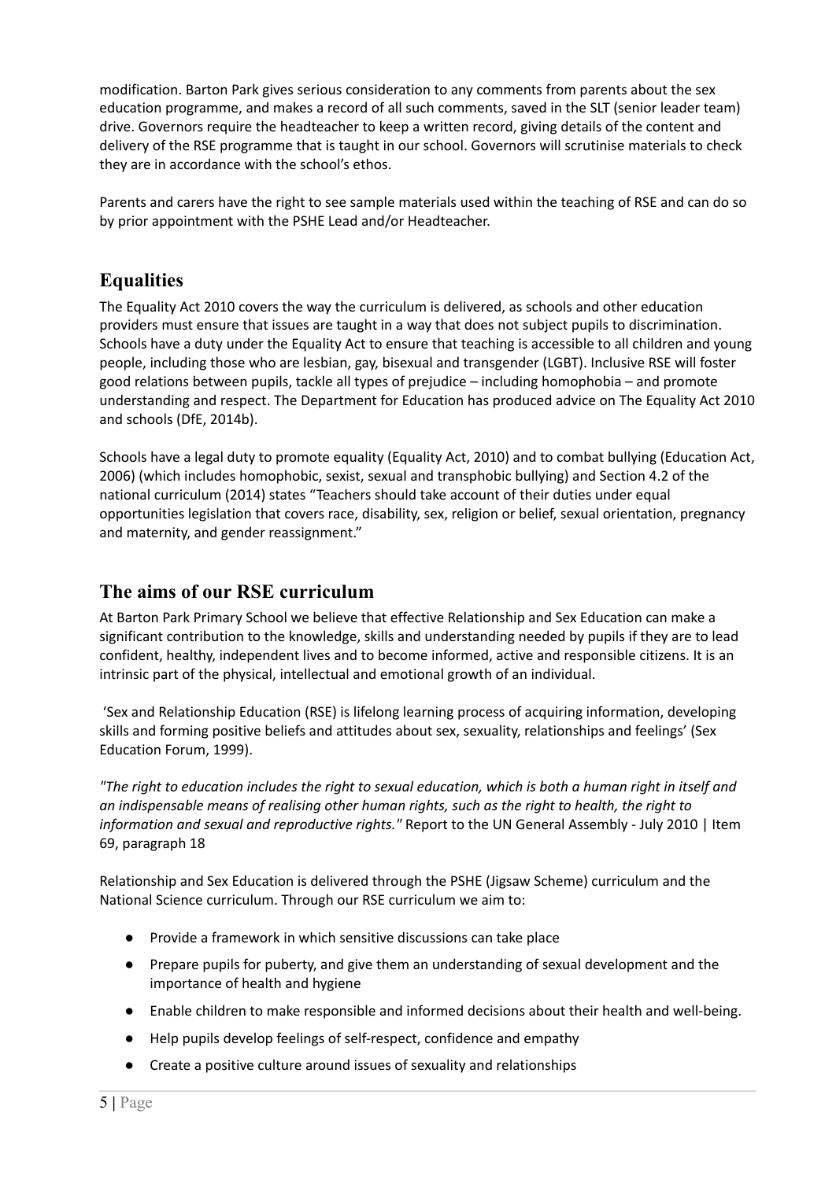modification. Barton Park gives serious consideration to any comments from parents about the sex education programme, and makes a record of all such comments, saved in the SLT (senior leader team) drive. Governors require the headteacher to keep a written record, giving details of the content and delivery of the RSE programme that is taught in our school. Governors will scrutinise materials to check they are in accordance with the school's ethos.

Parents and carers have the right to see sample materials used within the teaching of RSE and can do so by prior appointment with the PSHE Lead and/or Headteacher.

## Equalities

The Equality Act 2010 covers the way the curriculum is delivered, as schools and other education providers must ensure that issues are taught in a way that does not subject pupils to discrimination. Schools have a duty under the Equality Act to ensure that teaching is accessible to all children and young people, including those who are lesbian, gay, bisexual and transgender (LGBT). Inclusive RSE will foster good relations between pupils, tackle all types of prejudice – including homophobia – and promote understanding and respect. The Department for Education has produced advice on The Equality Act 2010 and schools (DfE, 2014b).

Schools have a legal duty to promote equality (Equality Act, 2010) and to combat bullying (Education Act, 2006) (which includes homophobic, sexist, sexual and transphobic bullying) and Section 4.2 of the national curriculum (2014) states "Teachers should take account of their duties under equal opportunities legislation that covers race, disability, sex, religion or belief, sexual orientation, pregnancy and maternity, and gender reassignment."

## The aims of our RSE curriculum

At Barton Park Primary School we believe that effective Relationship and Sex Education can make a significant contribution to the knowledge, skills and understanding needed by pupils if they are to lead confident, healthy, independent lives and to become informed, active and responsible citizens. It is an intrinsic part of the physical, intellectual and emotional growth of an individual.

'Sex and Relationship Education (RSE) is lifelong learning process of acquiring information, developing skills and forming positive beliefs and attitudes about sex, sexuality, relationships and feelings' (Sex Education Forum, 1999).

*"The right to education includes the right to sexual education, which is both a human right in itself and an indispensable means of realising other human rights, such as the right to health, the right to information and sexual and reproductive rights."* Report to the UN General Assembly - July 2010 | Item 69, paragraph 18

Relationship and Sex Education is delivered through the PSHE (Jigsaw Scheme) curriculum and the National Science curriculum. Through our RSE curriculum we aim to:

- Provide a framework in which sensitive discussions can take place
- Prepare pupils for puberty, and give them an understanding of sexual development and the importance of health and hygiene
- Enable children to make responsible and informed decisions about their health and well-being.
- Help pupils develop feelings of self-respect, confidence and empathy
- Create a positive culture around issues of sexuality and relationships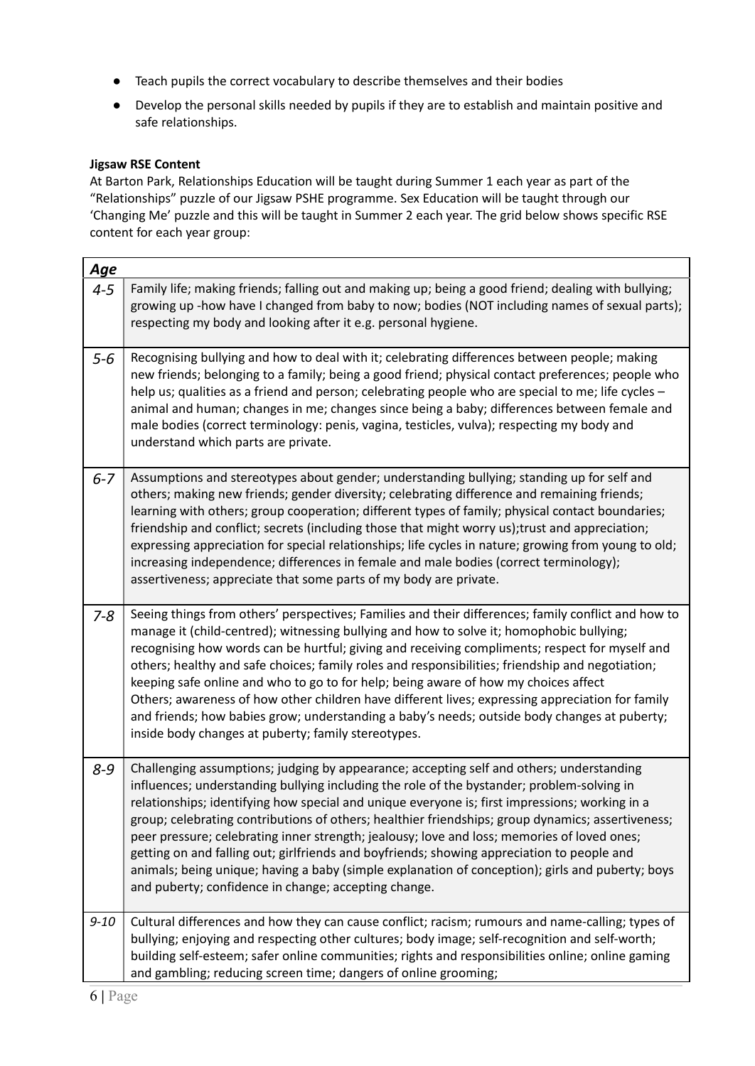- Teach pupils the correct vocabulary to describe themselves and their bodies
- Develop the personal skills needed by pupils if they are to establish and maintain positive and safe relationships.

**Jigsaw RSE Content**

At Barton Park, Relationships Education will be taught during Summer 1 each year as part of the "Relationships" puzzle of our Jigsaw PSHE programme. Sex Education will be taught through our 'Changing Me' puzzle and this will be taught in Summer 2 each year. The grid below shows specific RSE content for each year group:

| *Age* | |
|---|---|
| *4-5* | Family life; making friends; falling out and making up; being a good friend; dealing with bullying; growing up -how have I changed from baby to now; bodies (NOT including names of sexual parts); respecting my body and looking after it e.g. personal hygiene. |
| *5-6* | Recognising bullying and how to deal with it; celebrating differences between people; making new friends; belonging to a family; being a good friend; physical contact preferences; people who help us; qualities as a friend and person; celebrating people who are special to me; life cycles – animal and human; changes in me; changes since being a baby; differences between female and male bodies (correct terminology: penis, vagina, testicles, vulva); respecting my body and understand which parts are private. |
| *6-7* | Assumptions and stereotypes about gender; understanding bullying; standing up for self and others; making new friends; gender diversity; celebrating difference and remaining friends; learning with others; group cooperation; different types of family; physical contact boundaries; friendship and conflict; secrets (including those that might worry us);trust and appreciation; expressing appreciation for special relationships; life cycles in nature; growing from young to old; increasing independence; differences in female and male bodies (correct terminology); assertiveness; appreciate that some parts of my body are private. |
| *7-8* | Seeing things from others' perspectives; Families and their differences; family conflict and how to manage it (child-centred); witnessing bullying and how to solve it; homophobic bullying; recognising how words can be hurtful; giving and receiving compliments; respect for myself and others; healthy and safe choices; family roles and responsibilities; friendship and negotiation; keeping safe online and who to go to for help; being aware of how my choices affect Others; awareness of how other children have different lives; expressing appreciation for family and friends; how babies grow; understanding a baby's needs; outside body changes at puberty; inside body changes at puberty; family stereotypes. |
| *8-9* | Challenging assumptions; judging by appearance; accepting self and others; understanding influences; understanding bullying including the role of the bystander; problem-solving in relationships; identifying how special and unique everyone is; first impressions; working in a group; celebrating contributions of others; healthier friendships; group dynamics; assertiveness; peer pressure; celebrating inner strength; jealousy; love and loss; memories of loved ones; getting on and falling out; girlfriends and boyfriends; showing appreciation to people and animals; being unique; having a baby (simple explanation of conception); girls and puberty; boys and puberty; confidence in change; accepting change. |
| *9-10* | Cultural differences and how they can cause conflict; racism; rumours and name-calling; types of bullying; enjoying and respecting other cultures; body image; self-recognition and self-worth; building self-esteem; safer online communities; rights and responsibilities online; online gaming and gambling; reducing screen time; dangers of online grooming; |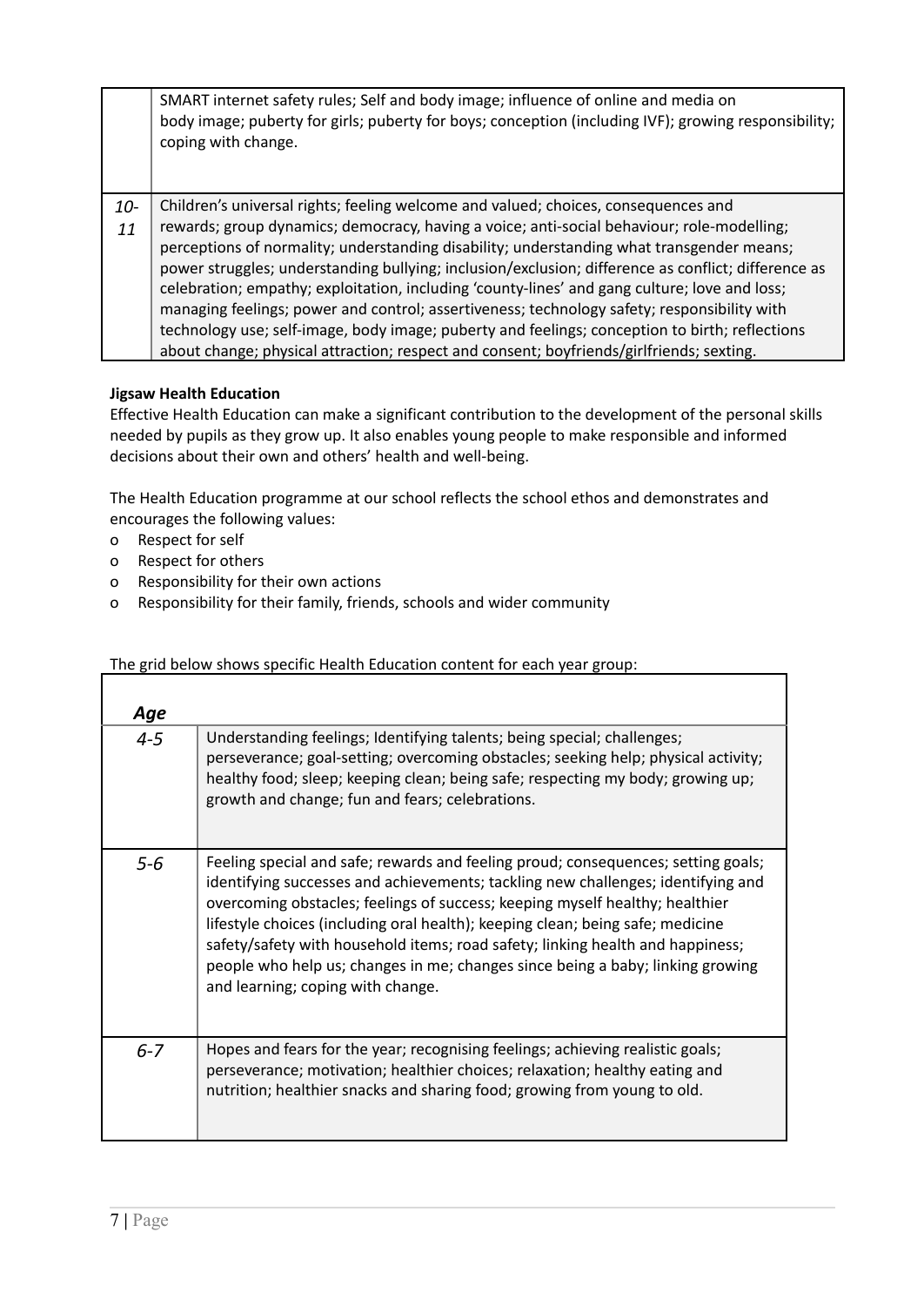|  |  |
|---|---|
|  | SMART internet safety rules; Self and body image; influence of online and media on body image; puberty for girls; puberty for boys; conception (including IVF); growing responsibility; coping with change. |
| *10-11* | Children's universal rights; feeling welcome and valued; choices, consequences and rewards; group dynamics; democracy, having a voice; anti-social behaviour; role-modelling; perceptions of normality; understanding disability; understanding what transgender means; power struggles; understanding bullying; inclusion/exclusion; difference as conflict; difference as celebration; empathy; exploitation, including 'county-lines' and gang culture; love and loss; managing feelings; power and control; assertiveness; technology safety; responsibility with technology use; self-image, body image; puberty and feelings; conception to birth; reflections about change; physical attraction; respect and consent; boyfriends/girlfriends; sexting. |

**Jigsaw Health Education**

Effective Health Education can make a significant contribution to the development of the personal skills needed by pupils as they grow up. It also enables young people to make responsible and informed decisions about their own and others' health and well-being.

The Health Education programme at our school reflects the school ethos and demonstrates and encourages the following values:

- Respect for self
- Respect for others
- Responsibility for their own actions
- Responsibility for their family, friends, schools and wider community

The grid below shows specific Health Education content for each year group:

| *Age* |  |
|---|---|
| *4-5* | Understanding feelings; Identifying talents; being special; challenges; perseverance; goal-setting; overcoming obstacles; seeking help; physical activity; healthy food; sleep; keeping clean; being safe; respecting my body; growing up; growth and change; fun and fears; celebrations. |
| *5-6* | Feeling special and safe; rewards and feeling proud; consequences; setting goals; identifying successes and achievements; tackling new challenges; identifying and overcoming obstacles; feelings of success; keeping myself healthy; healthier lifestyle choices (including oral health); keeping clean; being safe; medicine safety/safety with household items; road safety; linking health and happiness; people who help us; changes in me; changes since being a baby; linking growing and learning; coping with change. |
| *6-7* | Hopes and fears for the year; recognising feelings; achieving realistic goals; perseverance; motivation; healthier choices; relaxation; healthy eating and nutrition; healthier snacks and sharing food; growing from young to old. |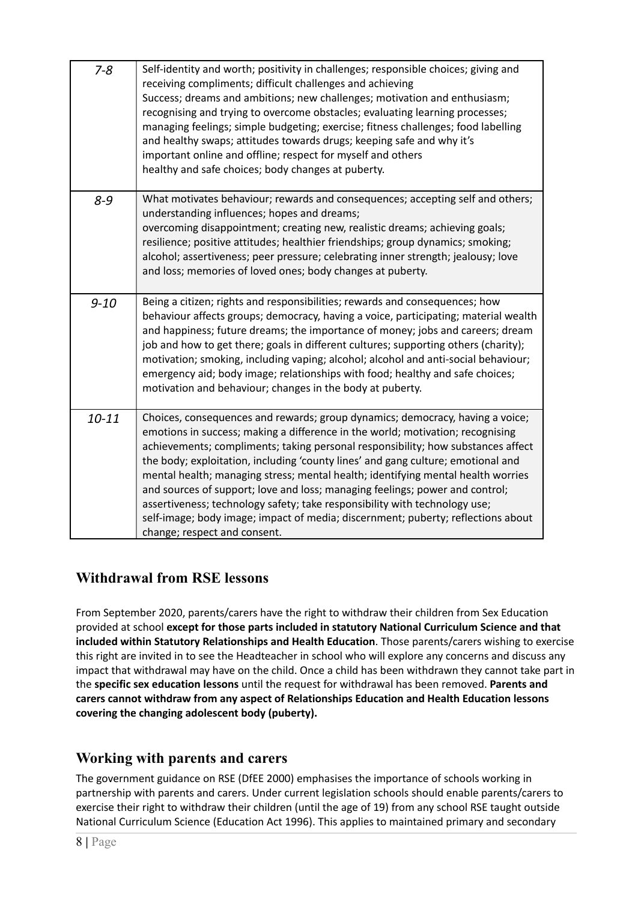| | |
|---|---|
| *7-8* | Self-identity and worth; positivity in challenges; responsible choices; giving and receiving compliments; difficult challenges and achieving Success; dreams and ambitions; new challenges; motivation and enthusiasm; recognising and trying to overcome obstacles; evaluating learning processes; managing feelings; simple budgeting; exercise; fitness challenges; food labelling and healthy swaps; attitudes towards drugs; keeping safe and why it's important online and offline; respect for myself and others healthy and safe choices; body changes at puberty. |
| *8-9* | What motivates behaviour; rewards and consequences; accepting self and others; understanding influences; hopes and dreams; overcoming disappointment; creating new, realistic dreams; achieving goals; resilience; positive attitudes; healthier friendships; group dynamics; smoking; alcohol; assertiveness; peer pressure; celebrating inner strength; jealousy; love and loss; memories of loved ones; body changes at puberty. |
| *9-10* | Being a citizen; rights and responsibilities; rewards and consequences; how behaviour affects groups; democracy, having a voice, participating; material wealth and happiness; future dreams; the importance of money; jobs and careers; dream job and how to get there; goals in different cultures; supporting others (charity); motivation; smoking, including vaping; alcohol; alcohol and anti-social behaviour; emergency aid; body image; relationships with food; healthy and safe choices; motivation and behaviour; changes in the body at puberty. |
| *10-11* | Choices, consequences and rewards; group dynamics; democracy, having a voice; emotions in success; making a difference in the world; motivation; recognising achievements; compliments; taking personal responsibility; how substances affect the body; exploitation, including 'county lines' and gang culture; emotional and mental health; managing stress; mental health; identifying mental health worries and sources of support; love and loss; managing feelings; power and control; assertiveness; technology safety; take responsibility with technology use; self-image; body image; impact of media; discernment; puberty; reflections about change; respect and consent. |

## Withdrawal from RSE lessons

From September 2020, parents/carers have the right to withdraw their children from Sex Education provided at school **except for those parts included in statutory National Curriculum Science and that included within Statutory Relationships and Health Education**. Those parents/carers wishing to exercise this right are invited in to see the Headteacher in school who will explore any concerns and discuss any impact that withdrawal may have on the child. Once a child has been withdrawn they cannot take part in the **specific sex education lessons** until the request for withdrawal has been removed. **Parents and carers cannot withdraw from any aspect of Relationships Education and Health Education lessons covering the changing adolescent body (puberty).**

## Working with parents and carers

The government guidance on RSE (DfEE 2000) emphasises the importance of schools working in partnership with parents and carers. Under current legislation schools should enable parents/carers to exercise their right to withdraw their children (until the age of 19) from any school RSE taught outside National Curriculum Science (Education Act 1996). This applies to maintained primary and secondary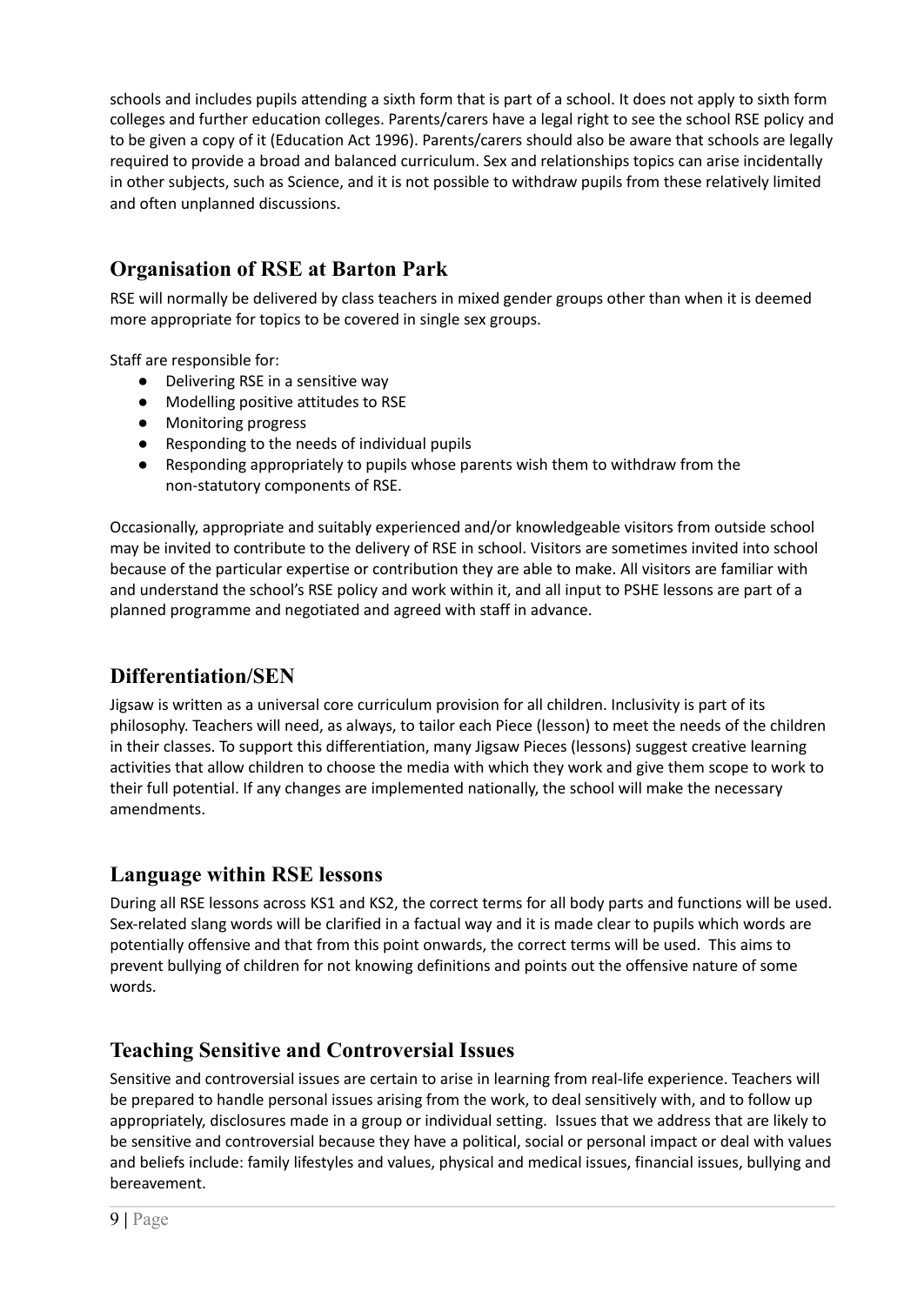schools and includes pupils attending a sixth form that is part of a school. It does not apply to sixth form colleges and further education colleges. Parents/carers have a legal right to see the school RSE policy and to be given a copy of it (Education Act 1996). Parents/carers should also be aware that schools are legally required to provide a broad and balanced curriculum. Sex and relationships topics can arise incidentally in other subjects, such as Science, and it is not possible to withdraw pupils from these relatively limited and often unplanned discussions.

## Organisation of RSE at Barton Park

RSE will normally be delivered by class teachers in mixed gender groups other than when it is deemed more appropriate for topics to be covered in single sex groups.

Staff are responsible for:

- Delivering RSE in a sensitive way
- Modelling positive attitudes to RSE
- Monitoring progress
- Responding to the needs of individual pupils
- Responding appropriately to pupils whose parents wish them to withdraw from the non-statutory components of RSE.

Occasionally, appropriate and suitably experienced and/or knowledgeable visitors from outside school may be invited to contribute to the delivery of RSE in school. Visitors are sometimes invited into school because of the particular expertise or contribution they are able to make. All visitors are familiar with and understand the school's RSE policy and work within it, and all input to PSHE lessons are part of a planned programme and negotiated and agreed with staff in advance.

## Differentiation/SEN

Jigsaw is written as a universal core curriculum provision for all children. Inclusivity is part of its philosophy. Teachers will need, as always, to tailor each Piece (lesson) to meet the needs of the children in their classes. To support this differentiation, many Jigsaw Pieces (lessons) suggest creative learning activities that allow children to choose the media with which they work and give them scope to work to their full potential. If any changes are implemented nationally, the school will make the necessary amendments.

## Language within RSE lessons

During all RSE lessons across KS1 and KS2, the correct terms for all body parts and functions will be used. Sex-related slang words will be clarified in a factual way and it is made clear to pupils which words are potentially offensive and that from this point onwards, the correct terms will be used. This aims to prevent bullying of children for not knowing definitions and points out the offensive nature of some words.

## Teaching Sensitive and Controversial Issues

Sensitive and controversial issues are certain to arise in learning from real-life experience. Teachers will be prepared to handle personal issues arising from the work, to deal sensitively with, and to follow up appropriately, disclosures made in a group or individual setting. Issues that we address that are likely to be sensitive and controversial because they have a political, social or personal impact or deal with values and beliefs include: family lifestyles and values, physical and medical issues, financial issues, bullying and bereavement.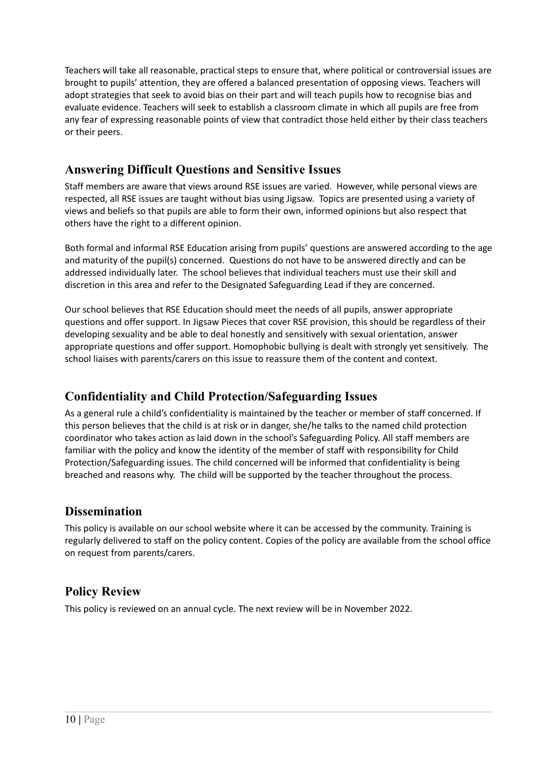Teachers will take all reasonable, practical steps to ensure that, where political or controversial issues are brought to pupils' attention, they are offered a balanced presentation of opposing views. Teachers will adopt strategies that seek to avoid bias on their part and will teach pupils how to recognise bias and evaluate evidence. Teachers will seek to establish a classroom climate in which all pupils are free from any fear of expressing reasonable points of view that contradict those held either by their class teachers or their peers.

## Answering Difficult Questions and Sensitive Issues

Staff members are aware that views around RSE issues are varied. However, while personal views are respected, all RSE issues are taught without bias using Jigsaw. Topics are presented using a variety of views and beliefs so that pupils are able to form their own, informed opinions but also respect that others have the right to a different opinion.

Both formal and informal RSE Education arising from pupils' questions are answered according to the age and maturity of the pupil(s) concerned. Questions do not have to be answered directly and can be addressed individually later. The school believes that individual teachers must use their skill and discretion in this area and refer to the Designated Safeguarding Lead if they are concerned.

Our school believes that RSE Education should meet the needs of all pupils, answer appropriate questions and offer support. In Jigsaw Pieces that cover RSE provision, this should be regardless of their developing sexuality and be able to deal honestly and sensitively with sexual orientation, answer appropriate questions and offer support. Homophobic bullying is dealt with strongly yet sensitively. The school liaises with parents/carers on this issue to reassure them of the content and context.

## Confidentiality and Child Protection/Safeguarding Issues

As a general rule a child's confidentiality is maintained by the teacher or member of staff concerned. If this person believes that the child is at risk or in danger, she/he talks to the named child protection coordinator who takes action as laid down in the school's Safeguarding Policy. All staff members are familiar with the policy and know the identity of the member of staff with responsibility for Child Protection/Safeguarding issues. The child concerned will be informed that confidentiality is being breached and reasons why. The child will be supported by the teacher throughout the process.

## Dissemination

This policy is available on our school website where it can be accessed by the community. Training is regularly delivered to staff on the policy content. Copies of the policy are available from the school office on request from parents/carers.

## Policy Review

This policy is reviewed on an annual cycle. The next review will be in November 2022.